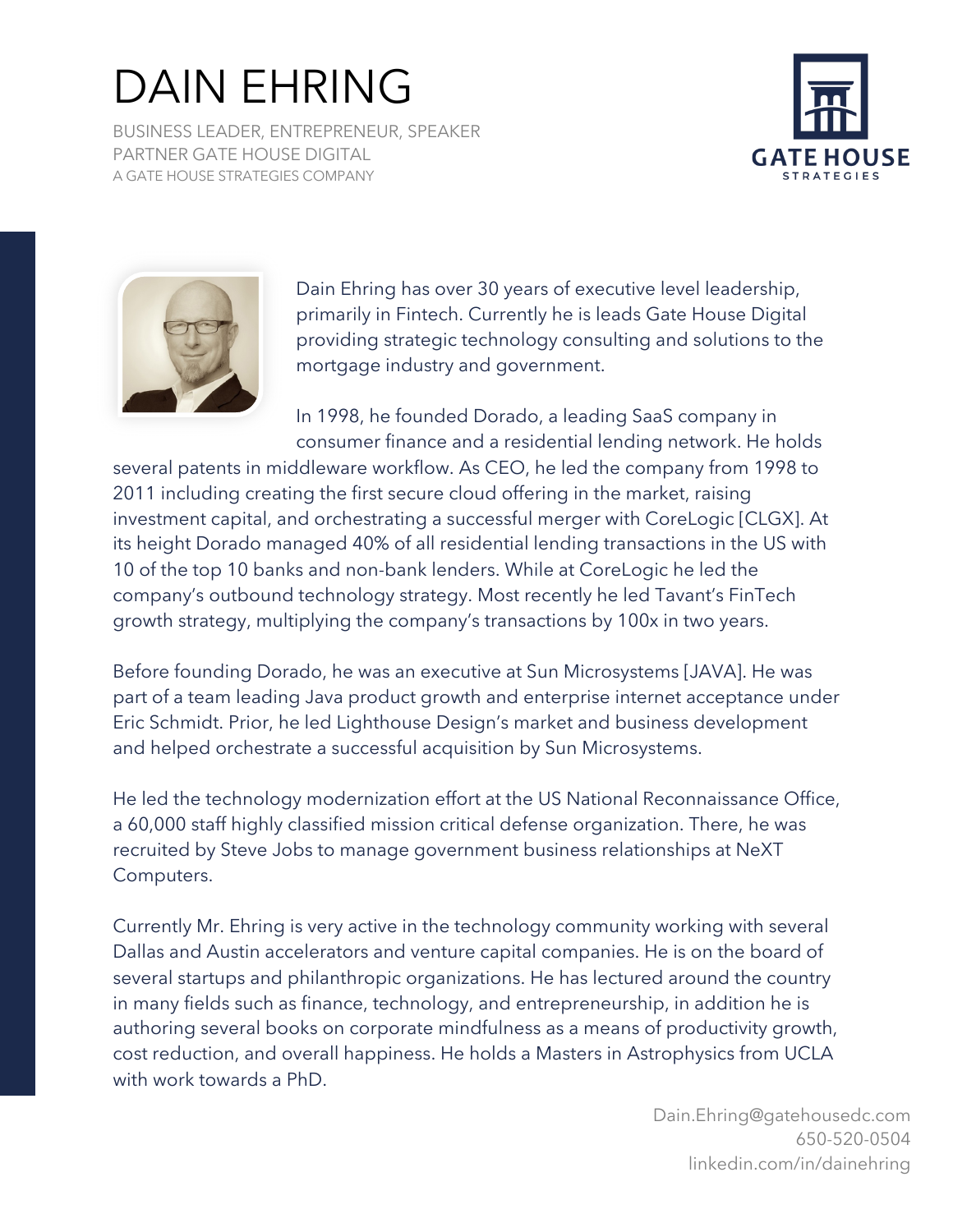# DAIN EHRING

BUSINESS LEADER, ENTREPRENEUR, SPEAKER
PARTNER GATE HOUSE DIGITAL
A GATE HOUSE STRATEGIES COMPANY

GATE HOUSE STRATEGIES

Dain Ehring has over 30 years of executive level leadership, primarily in Fintech. Currently he is leads Gate House Digital providing strategic technology consulting and solutions to the mortgage industry and government.

In 1998, he founded Dorado, a leading SaaS company in consumer finance and a residential lending network. He holds several patents in middleware workflow. As CEO, he led the company from 1998 to 2011 including creating the first secure cloud offering in the market, raising investment capital, and orchestrating a successful merger with CoreLogic [CLGX]. At its height Dorado managed 40% of all residential lending transactions in the US with 10 of the top 10 banks and non-bank lenders. While at CoreLogic he led the company's outbound technology strategy. Most recently he led Tavant's FinTech growth strategy, multiplying the company's transactions by 100x in two years.

Before founding Dorado, he was an executive at Sun Microsystems [JAVA]. He was part of a team leading Java product growth and enterprise internet acceptance under Eric Schmidt. Prior, he led Lighthouse Design's market and business development and helped orchestrate a successful acquisition by Sun Microsystems.

He led the technology modernization effort at the US National Reconnaissance Office, a 60,000 staff highly classified mission critical defense organization. There, he was recruited by Steve Jobs to manage government business relationships at NeXT Computers.

Currently Mr. Ehring is very active in the technology community working with several Dallas and Austin accelerators and venture capital companies. He is on the board of several startups and philanthropic organizations. He has lectured around the country in many fields such as finance, technology, and entrepreneurship, in addition he is authoring several books on corporate mindfulness as a means of productivity growth, cost reduction, and overall happiness. He holds a Masters in Astrophysics from UCLA with work towards a PhD.

Dain.Ehring@gatehousedc.com
650-520-0504
linkedin.com/in/dainehring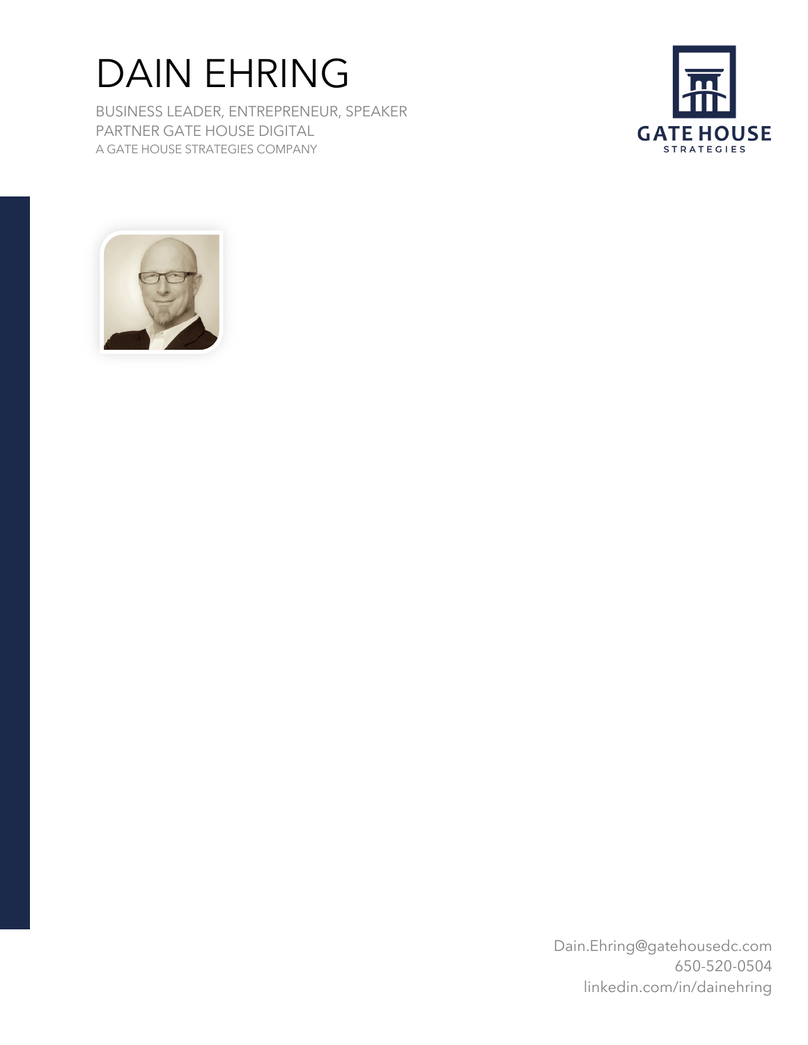# DAIN EHRING

BUSINESS LEADER, ENTREPRENEUR, SPEAKER
PARTNER GATE HOUSE DIGITAL
A GATE HOUSE STRATEGIES COMPANY

GATE HOUSE
STRATEGIES

Dain.Ehring@gatehousedc.com
650-520-0504
linkedin.com/in/dainehring